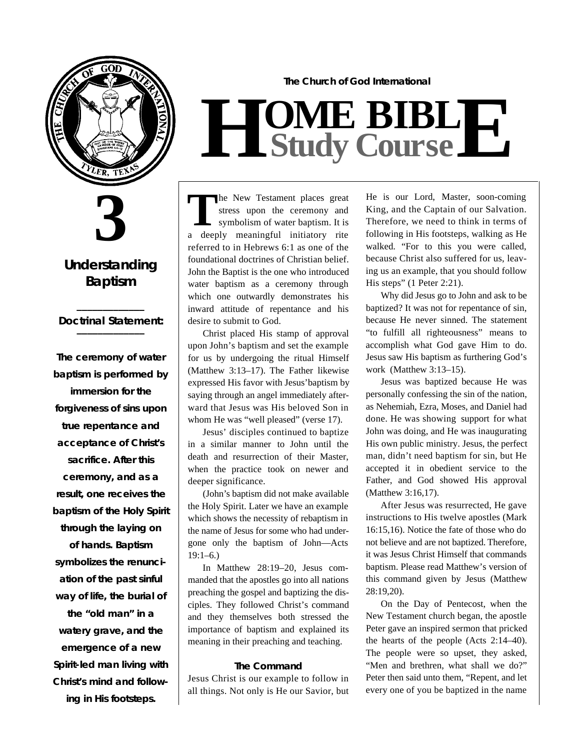The Church of God International

# HOME BIBLE Study Course

# 3

## Understanding Baptism

**Doctrinal Statement:**

**The ceremony of water baptism is performed by immersion for the forgiveness of sins upon true repentance and acceptance of Christ's sacrifice. After this ceremony, and as a result, one receives the baptism of the Holy Spirit through the laying on of hands. Baptism symbolizes the renunciation of the past sinful way of life, the burial of the "old man" in a watery grave, and the emergence of a new Spirit-led man living with Christ's mind and following in His footsteps.**

The New Testament places great stress upon the ceremony and symbolism of water baptism. It is a deeply meaningful initiatory rite referred to in Hebrews 6:1 as one of the foundational doctrines of Christian belief. John the Baptist is the one who introduced water baptism as a ceremony through which one outwardly demonstrates his inward attitude of repentance and his desire to submit to God.

Christ placed His stamp of approval upon John's baptism and set the example for us by undergoing the ritual Himself (Matthew 3:13–17). The Father likewise expressed His favor with Jesus' baptism by saying through an angel immediately afterward that Jesus was His beloved Son in whom He was "well pleased" (verse 17).

Jesus' disciples continued to baptize in a similar manner to John until the death and resurrection of their Master, when the practice took on newer and deeper significance.

(John's baptism did not make available the Holy Spirit. Later we have an example which shows the necessity of rebaptism in the name of Jesus for some who had undergone only the baptism of John—Acts 19:1–6.)

In Matthew 28:19–20, Jesus commanded that the apostles go into all nations preaching the gospel and baptizing the disciples. They followed Christ's command and they themselves both stressed the importance of baptism and explained its meaning in their preaching and teaching.

### The Command

Jesus Christ is our example to follow in all things. Not only is He our Savior, but He is our Lord, Master, soon-coming King, and the Captain of our Salvation. Therefore, we need to think in terms of following in His footsteps, walking as He walked. "For to this you were called, because Christ also suffered for us, leaving us an example, that you should follow His steps" (1 Peter 2:21).

Why did Jesus go to John and ask to be baptized? It was not for repentance of sin, because He never sinned. The statement "to fulfill all righteousness" means to accomplish what God gave Him to do. Jesus saw His baptism as furthering God's work (Matthew 3:13–15).

Jesus was baptized because He was personally confessing the sin of the nation, as Nehemiah, Ezra, Moses, and Daniel had done. He was showing support for what John was doing, and He was inaugurating His own public ministry. Jesus, the perfect man, didn't need baptism for sin, but He accepted it in obedient service to the Father, and God showed His approval (Matthew 3:16,17).

After Jesus was resurrected, He gave instructions to His twelve apostles (Mark 16:15,16). Notice the fate of those who do not believe and are not baptized. Therefore, it was Jesus Christ Himself that commands baptism. Please read Matthew's version of this command given by Jesus (Matthew 28:19,20).

On the Day of Pentecost, when the New Testament church began, the apostle Peter gave an inspired sermon that pricked the hearts of the people (Acts 2:14–40). The people were so upset, they asked, "Men and brethren, what shall we do?" Peter then said unto them, "Repent, and let every one of you be baptized in the name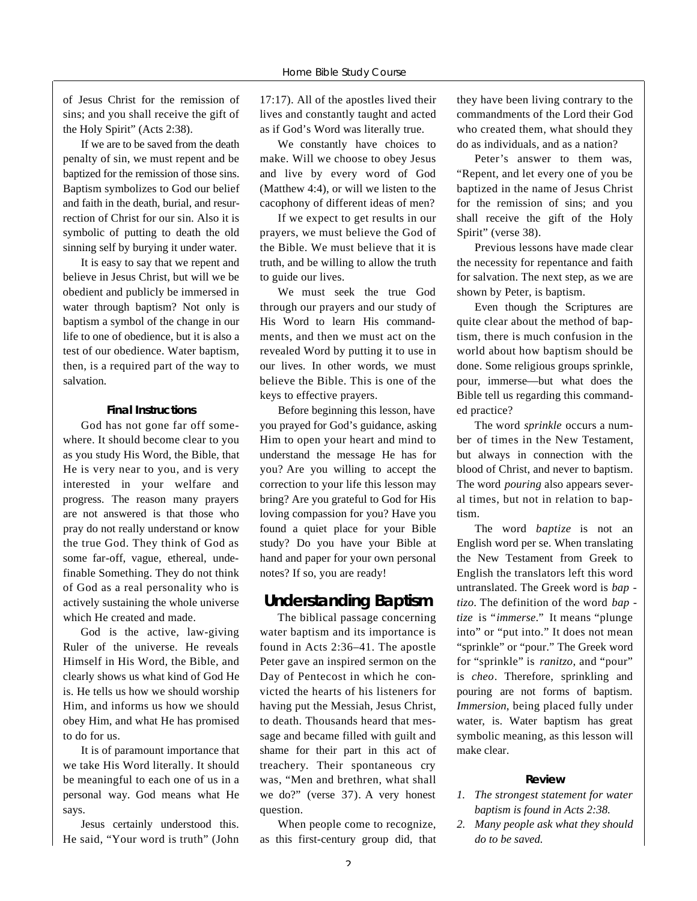of Jesus Christ for the remission of sins; and you shall receive the gift of the Holy Spirit" (Acts 2:38).

If we are to be saved from the death penalty of sin, we must repent and be baptized for the remission of those sins. Baptism symbolizes to God our belief and faith in the death, burial, and resurrection of Christ for our sin. Also it is symbolic of putting to death the old sinning self by burying it under water.

It is easy to say that we repent and believe in Jesus Christ, but will we be obedient and publicly be immersed in water through baptism? Not only is baptism a symbol of the change in our life to one of obedience, but it is also a test of our obedience. Water baptism, then, is a required part of the way to salvation.

#### Final Instructions

God has not gone far off somewhere. It should become clear to you as you study His Word, the Bible, that He is very near to you, and is very interested in your welfare and progress. The reason many prayers are not answered is that those who pray do not really understand or know the true God. They think of God as some far-off, vague, ethereal, undefinable Something. They do not think of God as a real personality who is actively sustaining the whole universe which He created and made.

God is the active, law-giving Ruler of the universe. He reveals Himself in His Word, the Bible, and clearly shows us what kind of God He is. He tells us how we should worship Him, and informs us how we should obey Him, and what He has promised to do for us.

It is of paramount importance that we take His Word literally. It should be meaningful to each one of us in a personal way. God means what He says.

Jesus certainly understood this. He said, "Your word is truth" (John 17:17). All of the apostles lived their lives and constantly taught and acted as if God's Word was literally true.

We constantly have choices to make. Will we choose to obey Jesus and live by every word of God (Matthew 4:4), or will we listen to the cacophony of different ideas of men?

If we expect to get results in our prayers, we must believe the God of the Bible. We must believe that it is truth, and be willing to allow the truth to guide our lives.

We must seek the true God through our prayers and our study of His Word to learn His commandments, and then we must act on the revealed Word by putting it to use in our lives. In other words, we must believe the Bible. This is one of the keys to effective prayers.

Before beginning this lesson, have you prayed for God's guidance, asking Him to open your heart and mind to understand the message He has for you? Are you willing to accept the correction to your life this lesson may bring? Are you grateful to God for His loving compassion for you? Have you found a quiet place for your Bible study? Do you have your Bible at hand and paper for your own personal notes? If so, you are ready!

## Understanding Baptism

The biblical passage concerning water baptism and its importance is found in Acts 2:36–41. The apostle Peter gave an inspired sermon on the Day of Pentecost in which he convicted the hearts of his listeners for having put the Messiah, Jesus Christ, to death. Thousands heard that message and became filled with guilt and shame for their part in this act of treachery. Their spontaneous cry was, "Men and brethren, what shall we do?" (verse 37). A very honest question.

When people come to recognize, as this first-century group did, that they have been living contrary to the commandments of the Lord their God who created them, what should they do as individuals, and as a nation?

Peter's answer to them was, "Repent, and let every one of you be baptized in the name of Jesus Christ for the remission of sins; and you shall receive the gift of the Holy Spirit" (verse 38).

Previous lessons have made clear the necessity for repentance and faith for salvation. The next step, as we are shown by Peter, is baptism.

Even though the Scriptures are quite clear about the method of baptism, there is much confusion in the world about how baptism should be done. Some religious groups sprinkle, pour, immerse—but what does the Bible tell us regarding this commanded practice?

The word *sprinkle* occurs a number of times in the New Testament, but always in connection with the blood of Christ, and never to baptism. The word *pouring* also appears several times, but not in relation to baptism.

The word *baptize* is not an English word per se. When translating the New Testament from Greek to English the translators left this word untranslated. The Greek word is *baptizo*. The definition of the word *baptize* is "*immerse*." It means "plunge into" or "put into." It does not mean "sprinkle" or "pour." The Greek word for "sprinkle" is *ranitzo*, and "pour" is *cheo*. Therefore, sprinkling and pouring are not forms of baptism. *Immersion*, being placed fully under water, is. Water baptism has great symbolic meaning, as this lesson will make clear.

#### Review

1. *The strongest statement for water baptism is found in Acts 2:38.*
2. *Many people ask what they should do to be saved.*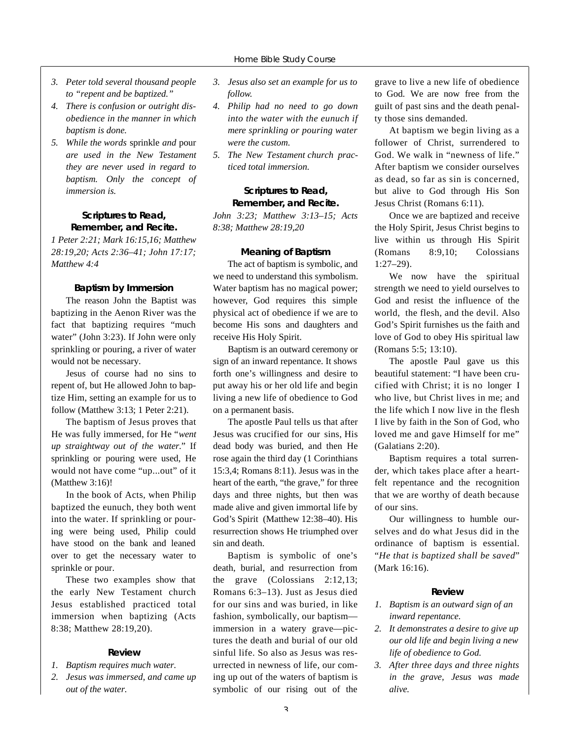3. *Peter told several thousand people to "repent and be baptized."*
4. *There is confusion or outright disobedience in the manner in which baptism is done.*
5. *While the words* sprinkle *and* pour *are used in the New Testament they are never used in regard to baptism. Only the concept of immersion is.*

### Scriptures to Read, Remember, and Recite.

*1 Peter 2:21; Mark 16:15,16; Matthew 28:19,20; Acts 2:36–41; John 17:17; Matthew 4:4*

### Baptism by Immersion

The reason John the Baptist was baptizing in the Aenon River was the fact that baptizing requires "much water" (John 3:23). If John were only sprinkling or pouring, a river of water would not be necessary.

Jesus of course had no sins to repent of, but He allowed John to baptize Him, setting an example for us to follow (Matthew 3:13; 1 Peter 2:21).

The baptism of Jesus proves that He was fully immersed, for He "*went up straightway out of the water.*" If sprinkling or pouring were used, He would not have come "up...out" of it (Matthew 3:16)!

In the book of Acts, when Philip baptized the eunuch, they both went into the water. If sprinkling or pouring were being used, Philip could have stood on the bank and leaned over to get the necessary water to sprinkle or pour.

These two examples show that the early New Testament church Jesus established practiced total immersion when baptizing (Acts 8:38; Matthew 28:19,20).

### Review

1. *Baptism requires much water.*
2. *Jesus was immersed, and came up out of the water.*
3. *Jesus also set an example for us to follow.*
4. *Philip had no need to go down into the water with the eunuch if mere sprinkling or pouring water were the custom.*
5. *The New Testament church practiced total immersion.*

### Scriptures to Read, Remember, and Recite.

*John 3:23; Matthew 3:13–15; Acts 8:38; Matthew 28:19,20*

### Meaning of Baptism

The act of baptism is symbolic, and we need to understand this symbolism. Water baptism has no magical power; however, God requires this simple physical act of obedience if we are to become His sons and daughters and receive His Holy Spirit.

Baptism is an outward ceremony or sign of an inward repentance. It shows forth one's willingness and desire to put away his or her old life and begin living a new life of obedience to God on a permanent basis.

The apostle Paul tells us that after Jesus was crucified for our sins, His dead body was buried, and then He rose again the third day (1 Corinthians 15:3,4; Romans 8:11). Jesus was in the heart of the earth, "the grave," for three days and three nights, but then was made alive and given immortal life by God's Spirit (Matthew 12:38–40). His resurrection shows He triumphed over sin and death.

Baptism is symbolic of one's death, burial, and resurrection from the grave (Colossians 2:12,13; Romans 6:3–13). Just as Jesus died for our sins and was buried, in like fashion, symbolically, our baptism—immersion in a watery grave—pictures the death and burial of our old sinful life. So also as Jesus was resurrected in newness of life, our coming up out of the waters of baptism is symbolic of our rising out of the grave to live a new life of obedience to God. We are now free from the guilt of past sins and the death penalty those sins demanded.

At baptism we begin living as a follower of Christ, surrendered to God. We walk in "newness of life." After baptism we consider ourselves as dead, so far as sin is concerned, but alive to God through His Son Jesus Christ (Romans 6:11).

Once we are baptized and receive the Holy Spirit, Jesus Christ begins to live within us through His Spirit (Romans 8:9,10; Colossians 1:27–29).

We now have the spiritual strength we need to yield ourselves to God and resist the influence of the world, the flesh, and the devil. Also God's Spirit furnishes us the faith and love of God to obey His spiritual law (Romans 5:5; 13:10).

The apostle Paul gave us this beautiful statement: "I have been crucified with Christ; it is no longer I who live, but Christ lives in me; and the life which I now live in the flesh I live by faith in the Son of God, who loved me and gave Himself for me" (Galatians 2:20).

Baptism requires a total surrender, which takes place after a heartfelt repentance and the recognition that we are worthy of death because of our sins.

Our willingness to humble ourselves and do what Jesus did in the ordinance of baptism is essential. "*He that is baptized shall be saved*" (Mark 16:16).

### Review

1. *Baptism is an outward sign of an inward repentance.*
2. *It demonstrates a desire to give up our old life and begin living a new life of obedience to God.*
3. *After three days and three nights in the grave, Jesus was made alive.*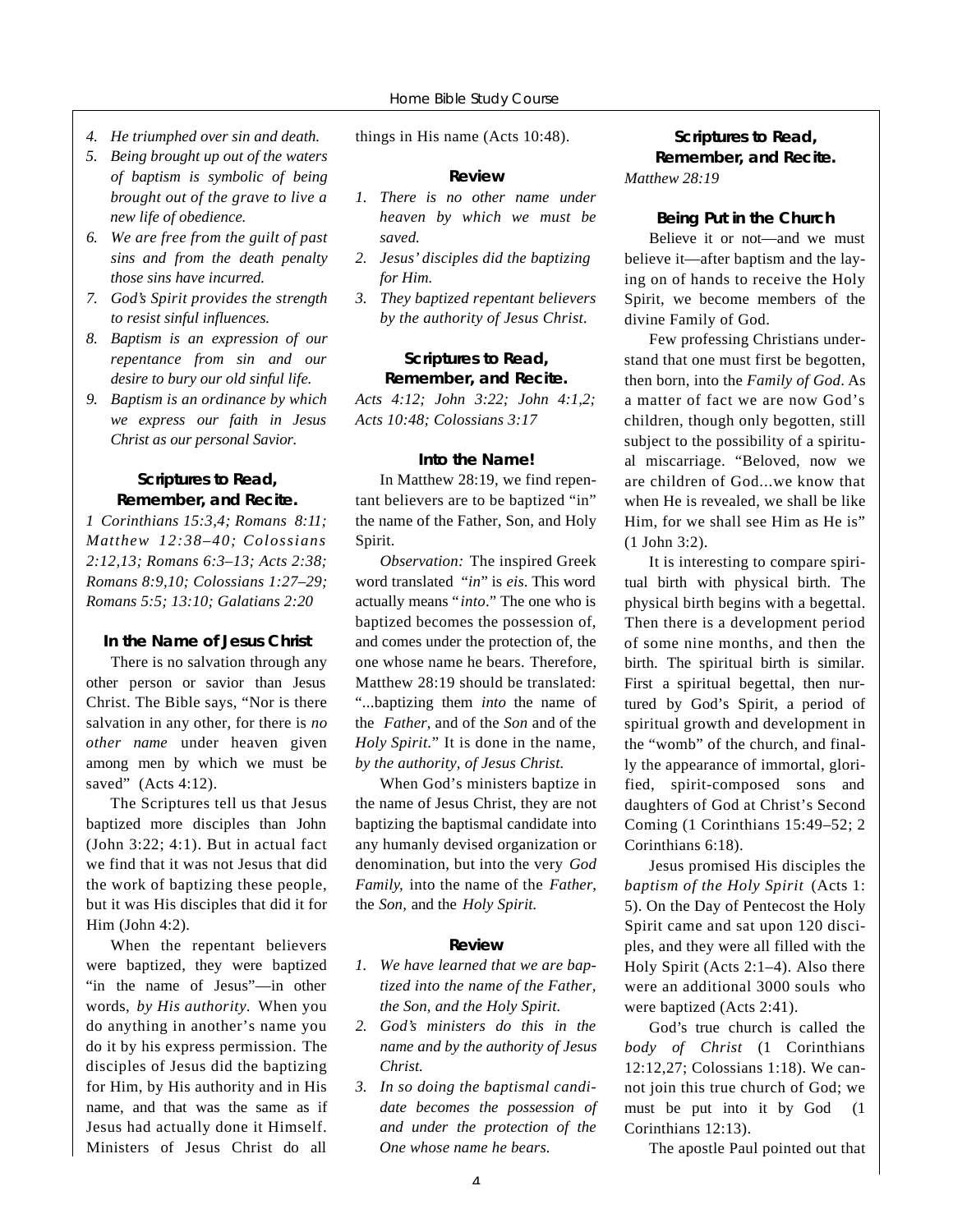4. *He triumphed over sin and death.*
5. *Being brought up out of the waters of baptism is symbolic of being brought out of the grave to live a new life of obedience.*
6. *We are free from the guilt of past sins and from the death penalty those sins have incurred.*
7. *God's Spirit provides the strength to resist sinful influences.*
8. *Baptism is an expression of our repentance from sin and our desire to bury our old sinful life.*
9. *Baptism is an ordinance by which we express our faith in Jesus Christ as our personal Savior.*

### Scriptures to Read, Remember, and Recite.

*1 Corinthians 15:3,4; Romans 8:11; Matthew 12:38–40; Colossians 2:12,13; Romans 6:3–13; Acts 2:38; Romans 8:9,10; Colossians 1:27–29; Romans 5:5; 13:10; Galatians 2:20*

### In the Name of Jesus Christ

There is no salvation through any other person or savior than Jesus Christ. The Bible says, "Nor is there salvation in any other, for there is *no other name* under heaven given among men by which we must be saved" (Acts 4:12).

The Scriptures tell us that Jesus baptized more disciples than John (John 3:22; 4:1). But in actual fact we find that it was not Jesus that did the work of baptizing these people, but it was His disciples that did it for Him (John 4:2).

When the repentant believers were baptized, they were baptized "in the name of Jesus"—in other words, *by His authority*. When you do anything in another's name you do it by his express permission. The disciples of Jesus did the baptizing for Him, by His authority and in His name, and that was the same as if Jesus had actually done it Himself. Ministers of Jesus Christ do all things in His name (Acts 10:48).

### Review

1. *There is no other name under heaven by which we must be saved.*
2. *Jesus' disciples did the baptizing for Him.*
3. *They baptized repentant believers by the authority of Jesus Christ.*

### Scriptures to Read, Remember, and Recite.

*Acts 4:12; John 3:22; John 4:1,2; Acts 10:48; Colossians 3:17*

### Into the Name!

In Matthew 28:19, we find repentant believers are to be baptized "in" the name of the Father, Son, and Holy Spirit.

*Observation:* The inspired Greek word translated "*in*" is *eis*. This word actually means "*into*." The one who is baptized becomes the possession of, and comes under the protection of, the one whose name he bears. Therefore, Matthew 28:19 should be translated: "...baptizing them *into* the name of the *Father*, and of the *Son* and of the *Holy Spirit*." It is done in the name, *by the authority, of Jesus Christ.*

When God's ministers baptize in the name of Jesus Christ, they are not baptizing the baptismal candidate into any humanly devised organization or denomination, but into the very *God Family,* into the name of the *Father*, the *Son,* and the *Holy Spirit.*

### Review

1. *We have learned that we are baptized into the name of the Father, the Son, and the Holy Spirit.*
2. *God's ministers do this in the name and by the authority of Jesus Christ.*
3. *In so doing the baptismal candidate becomes the possession of and under the protection of the One whose name he bears.*

### Scriptures to Read, Remember, and Recite.

*Matthew 28:19*

### Being Put in the Church

Believe it or not—and we must believe it—after baptism and the laying on of hands to receive the Holy Spirit, we become members of the divine Family of God.

Few professing Christians understand that one must first be begotten, then born, into the *Family of God*. As a matter of fact we are now God's children, though only begotten, still subject to the possibility of a spiritual miscarriage. "Beloved, now we are children of God...we know that when He is revealed, we shall be like Him, for we shall see Him as He is" (1 John 3:2).

It is interesting to compare spiritual birth with physical birth. The physical birth begins with a begettal. Then there is a development period of some nine months, and then the birth. The spiritual birth is similar. First a spiritual begettal, then nurtured by God's Spirit, a period of spiritual growth and development in the "womb" of the church, and finally the appearance of immortal, glorified, spirit-composed sons and daughters of God at Christ's Second Coming (1 Corinthians 15:49–52; 2 Corinthians 6:18).

Jesus promised His disciples the *baptism of the Holy Spirit* (Acts 1:5). On the Day of Pentecost the Holy Spirit came and sat upon 120 disciples, and they were all filled with the Holy Spirit (Acts 2:1–4). Also there were an additional 3000 souls who were baptized (Acts 2:41).

God's true church is called the *body of Christ* (1 Corinthians 12:12,27; Colossians 1:18). We cannot join this true church of God; we must be put into it by God (1 Corinthians 12:13).

The apostle Paul pointed out that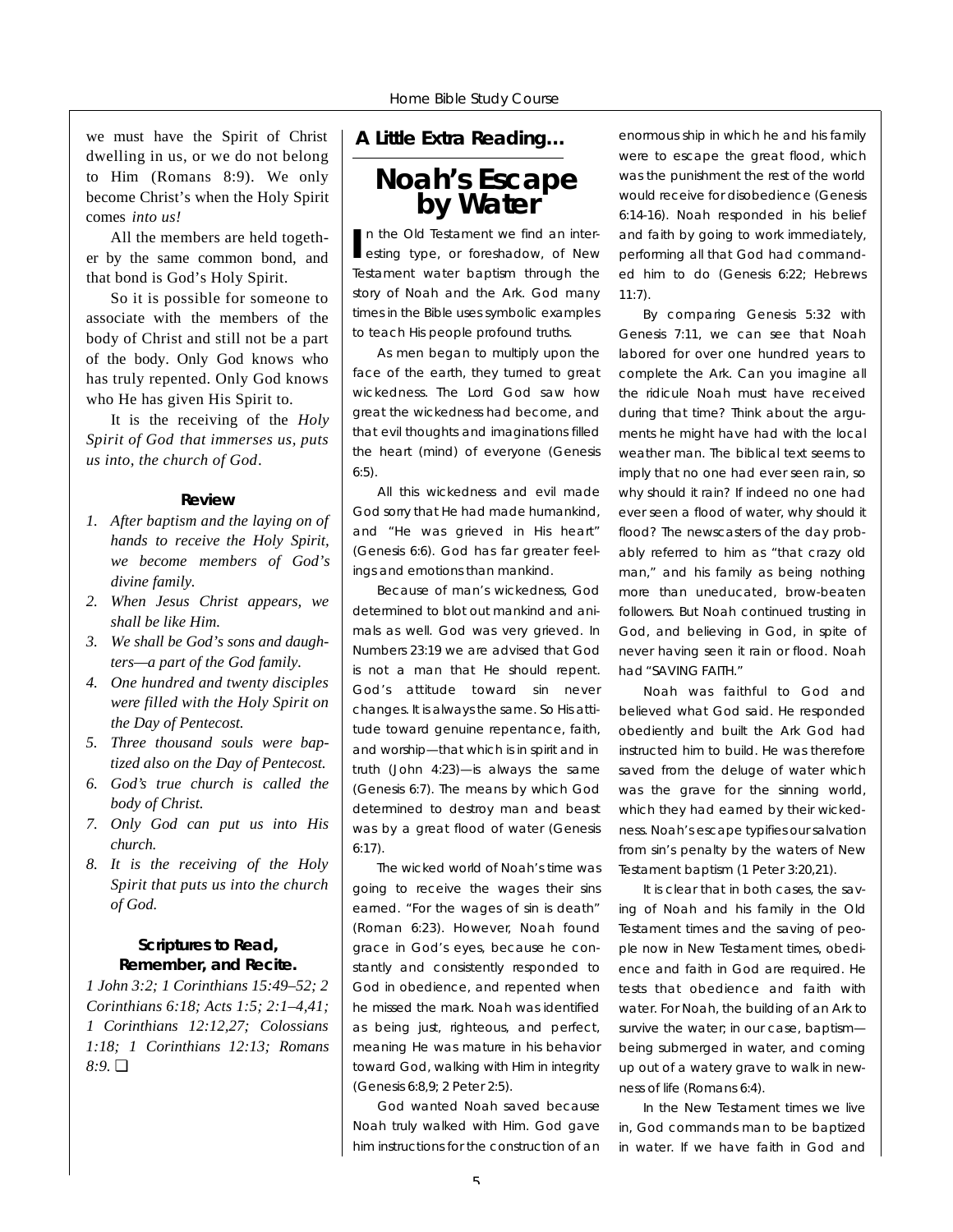we must have the Spirit of Christ dwelling in us, or we do not belong to Him (Romans 8:9). We only become Christ's when the Holy Spirit comes *into us!*

All the members are held together by the same common bond, and that bond is God's Holy Spirit.

So it is possible for someone to associate with the members of the body of Christ and still not be a part of the body. Only God knows who has truly repented. Only God knows who He has given His Spirit to.

It is the receiving of the *Holy Spirit of God that immerses us, puts us into, the church of God*.

### Review

1. *After baptism and the laying on of hands to receive the Holy Spirit, we become members of God's divine family.*
2. *When Jesus Christ appears, we shall be like Him.*
3. *We shall be God's sons and daughters—a part of the God family.*
4. *One hundred and twenty disciples were filled with the Holy Spirit on the Day of Pentecost.*
5. *Three thousand souls were baptized also on the Day of Pentecost.*
6. *God's true church is called the body of Christ.*
7. *Only God can put us into His church.*
8. *It is the receiving of the Holy Spirit that puts us into the church of God.*

### Scriptures to Read, Remember, and Recite.

*1 John 3:2; 1 Corinthians 15:49–52; 2 Corinthians 6:18; Acts 1:5; 2:1–4,41; 1 Corinthians 12:12,27; Colossians 1:18; 1 Corinthians 12:13; Romans 8:9.* ❑

**A Little Extra Reading…**

## Noah's Escape by Water

In the Old Testament we find an interesting type, or foreshadow, of New Testament water baptism through the story of Noah and the Ark. God many times in the Bible uses symbolic examples to teach His people profound truths.

As men began to multiply upon the face of the earth, they turned to great wickedness. The Lord God saw how great the wickedness had become, and that evil thoughts and imaginations filled the heart (mind) of everyone (Genesis 6:5).

All this wickedness and evil made God sorry that He had made humankind, and "He was grieved in His heart" (Genesis 6:6). God has far greater feelings and emotions than mankind.

Because of man's wickedness, God determined to blot out mankind and animals as well. God was very grieved. In Numbers 23:19 we are advised that God is not a man that He should repent. God's attitude toward sin never changes. It is always the same. So His attitude toward genuine repentance, faith, and worship—that which is in spirit and in truth (John 4:23)—is always the same (Genesis 6:7). The means by which God determined to destroy man and beast was by a great flood of water (Genesis 6:17).

The wicked world of Noah's time was going to receive the wages their sins earned. "For the wages of sin is death" (Roman 6:23). However, Noah found grace in God's eyes, because he constantly and consistently responded to God in obedience, and repented when he missed the mark. Noah was identified as being just, righteous, and perfect, meaning He was mature in his behavior toward God, walking with Him in integrity (Genesis 6:8,9; 2 Peter 2:5).

God wanted Noah saved because Noah truly walked with Him. God gave him instructions for the construction of an enormous ship in which he and his family were to escape the great flood, which was the punishment the rest of the world would receive for disobedience (Genesis 6:14-16). Noah responded in his belief and faith by going to work immediately, performing all that God had commanded him to do (Genesis 6:22; Hebrews 11:7).

By comparing Genesis 5:32 with Genesis 7:11, we can see that Noah labored for over one hundred years to complete the Ark. Can you imagine all the ridicule Noah must have received during that time? Think about the arguments he might have had with the local weather man. The biblical text seems to imply that no one had ever seen rain, so why should it rain? If indeed no one had ever seen a flood of water, why should it flood? The newscasters of the day probably referred to him as "that crazy old man," and his family as being nothing more than uneducated, brow-beaten followers. But Noah continued trusting in God, and believing in God, in spite of never having seen it rain or flood. Noah had "SAVING FAITH."

Noah was faithful to God and believed what God said. He responded obediently and built the Ark God had instructed him to build. He was therefore saved from the deluge of water which was the grave for the sinning world, which they had earned by their wickedness. Noah's escape typifies our salvation from sin's penalty by the waters of New Testament baptism (1 Peter 3:20,21).

It is clear that in both cases, the saving of Noah and his family in the Old Testament times and the saving of people now in New Testament times, obedience and faith in God are required. He tests that obedience and faith with water. For Noah, the building of an Ark to survive the water; in our case, baptism—being submerged in water, and coming up out of a watery grave to walk in newness of life (Romans 6:4).

In the New Testament times we live in, God commands man to be baptized in water. If we have faith in God and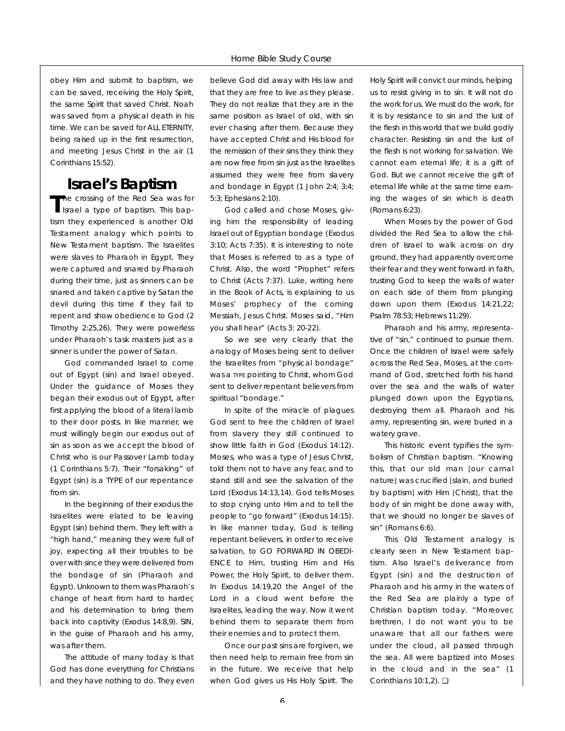obey Him and submit to baptism, we can be saved, receiving the Holy Spirit, the same Spirit that saved Christ. Noah was saved from a physical death in his time. We can be saved for ALL ETERNITY, being raised up in the first resurrection, and meeting Jesus Christ in the air (1 Corinthians 15:52).

## Israel's Baptism

The crossing of the Red Sea was for Israel a type of baptism. This baptism they experienced is another Old Testament analogy which points to New Testament baptism. The Israelites were slaves to Pharaoh in Egypt. They were captured and snared by Pharaoh during their time, just as sinners can be snared and taken captive by Satan the devil during this time if they fail to repent and show obedience to God (2 Timothy 2:25,26). They were powerless under Pharaoh's task masters just as a sinner is under the power of Satan.

God commanded Israel to come out of Egypt (sin) and Israel obeyed. Under the guidance of Moses they began their exodus out of Egypt, after first applying the blood of a literal lamb to their door posts. In like manner, we must willingly begin our exodus out of sin as soon as we accept the blood of Christ who is our Passover Lamb today (1 Corinthians 5:7). Their "forsaking" of Egypt (sin) is a TYPE of our repentance from sin.

In the beginning of their exodus the Israelites were elated to be leaving Egypt (sin) behind them. They left with a "high hand," meaning they were full of joy, expecting all their troubles to be over with since they were delivered from the bondage of sin (Pharaoh and Egypt). Unknown to them was Pharaoh's change of heart from hard to harder, and his determination to bring them back into captivity (Exodus 14:8,9). SIN, in the guise of Pharaoh and his army, was after them.

The attitude of many today is that God has done everything for Christians and they have nothing to do. They even believe God did away with His law and that they are free to live as they please. They do not realize that they are in the same position as Israel of old, with sin ever chasing after them. Because they have accepted Christ and His blood for the remission of their sins they think they are now free from sin just as the Israelites assumed they were free from slavery and bondage in Egypt (1 John 2:4; 3:4; 5:3; Ephesians 2:10).

God called and chose Moses, giving him the responsibility of leading Israel out of Egyptian bondage (Exodus 3:10; Acts 7:35). It is interesting to note that Moses is referred to as a type of Christ. Also, the word "Prophet" refers to Christ (Acts 7:37). Luke, writing here in the Book of Acts, is explaining to us Moses' prophecy of the coming Messiah, Jesus Christ. Moses said, "Him you shall hear" (Acts 3: 20-22).

So we see very clearly that the analogy of Moses being sent to deliver the Israelites from "physical bondage" was a TYPE pointing to Christ, whom God sent to deliver repentant believers from spiritual "bondage."

In spite of the miracle of plagues God sent to free the children of Israel from slavery they still continued to show little faith in God (Exodus 14:12). Moses, who was a type of Jesus Christ, told them not to have any fear, and to stand still and see the salvation of the Lord (Exodus 14:13,14). God tells Moses to stop crying unto Him and to tell the people to "go forward" (Exodus 14:15). In like manner today, God is telling repentant believers, in order to receive salvation, to GO FORWARD IN OBEDIENCE to Him, trusting Him and His Power, the Holy Spirit, to deliver them. In Exodus 14:19,20 the Angel of the Lord in a cloud went before the Israelites, leading the way. Now it went behind them to separate them from their enemies and to protect them.

Once our past sins are forgiven, we then need help to remain free from sin in the future. We receive that help when God gives us His Holy Spirit. The Holy Spirit will convict our minds, helping us to resist giving in to sin. It will not do the work for us. We must do the work, for it is by resistance to sin and the lust of the flesh in this world that we build godly character. Resisting sin and the lust of the flesh is not working for salvation. We cannot earn eternal life; it is a gift of God. But we cannot receive the gift of eternal life while at the same time earning the wages of sin which is death (Romans 6:23).

When Moses by the power of God divided the Red Sea to allow the children of Israel to walk across on dry ground, they had apparently overcome their fear and they went forward in faith, trusting God to keep the walls of water on each side of them from plunging down upon them (Exodus 14:21,22; Psalm 78:53; Hebrews 11:29).

Pharaoh and his army, representative of "sin," continued to pursue them. Once the children of Israel were safely across the Red Sea, Moses, at the command of God, stretched forth his hand over the sea and the walls of water plunged down upon the Egyptians, destroying them all. Pharaoh and his army, representing sin, were buried in a watery grave.

This historic event typifies the symbolism of Christian baptism. "Knowing this, that our old man [our carnal nature] was crucified [slain, and buried by baptism] with Him [Christ], that the body of sin might be done away with, that we should no longer be slaves of sin" (Romans 6:6).

This Old Testament analogy is clearly seen in New Testament baptism. Also Israel's deliverance from Egypt (sin) and the destruction of Pharaoh and his army in the waters of the Red Sea are plainly a type of Christian baptism today. "Moreover, brethren, I do not want you to be unaware that all our fathers were under the cloud, all passed through the sea. All were baptized into Moses in the cloud and in the sea" (1 Corinthians 10:1,2). ❑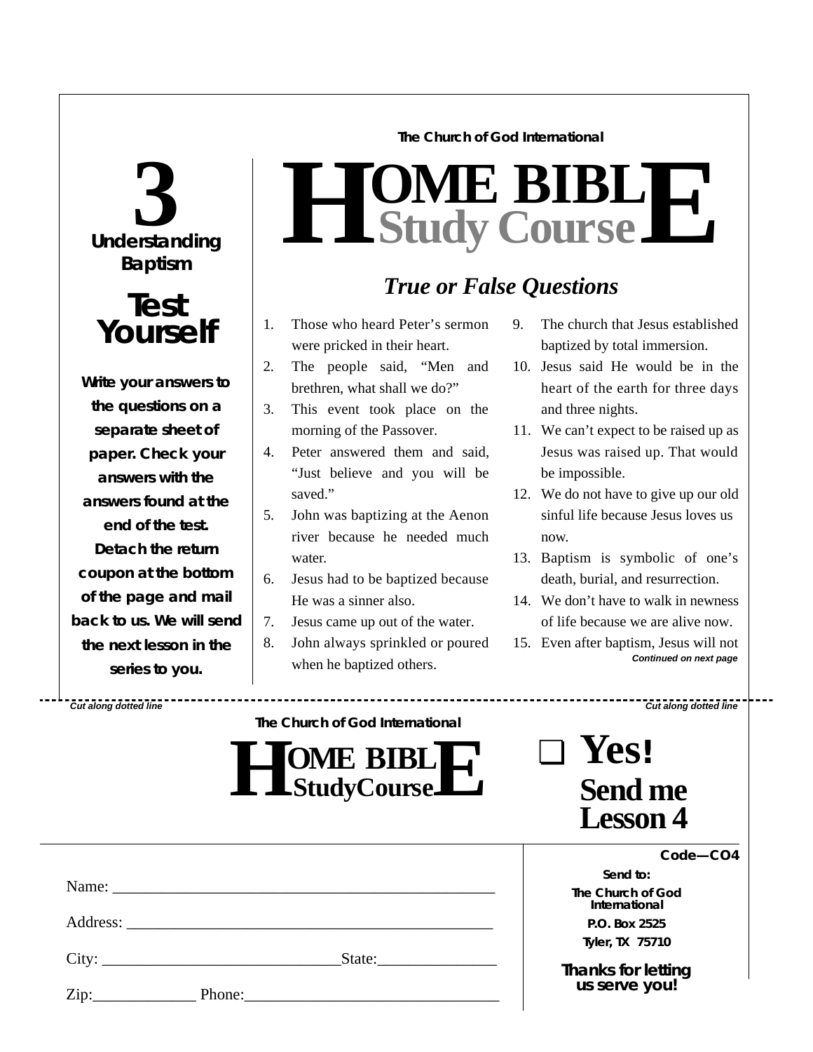The Church of God International

# HOME BIBLE Study Course

## 3 Understanding Baptism

## Test Yourself

**Write your answers to the questions on a separate sheet of paper. Check your answers with the answers found at the end of the test. Detach the return coupon at the bottom of the page and mail back to us. We will send the next lesson in the series to you.**

### *True or False Questions*

1. Those who heard Peter's sermon were pricked in their heart.
2. The people said, "Men and brethren, what shall we do?"
3. This event took place on the morning of the Passover.
4. Peter answered them and said, "Just believe and you will be saved."
5. John was baptizing at the Aenon river because he needed much water.
6. Jesus had to be baptized because He was a sinner also.
7. Jesus came up out of the water.
8. John always sprinkled or poured when he baptized others.
9. The church that Jesus established baptized by total immersion.
10. Jesus said He would be in the heart of the earth for three days and three nights.
11. We can't expect to be raised up as Jesus was raised up. That would be impossible.
12. We do not have to give up our old sinful life because Jesus loves us now.
13. Baptism is symbolic of one's death, burial, and resurrection.
14. We don't have to walk in newness of life because we are alive now.
15. Even after baptism, Jesus will not

***Continued on next page***

*Cut along dotted line* *Cut along dotted line*

---

The Church of God International

# HOME BIBLE StudyCourse

❑ **Yes! Send me Lesson 4**

Name: ______________________________________________

Address: ____________________________________________

City: ___________________________State:______________

Zip:_____________ Phone:_______________________________

**Code—CO4**

**Send to:**
**The Church of God International**
**P.O. Box 2525**
**Tyler, TX 75710**

**Thanks for letting us serve you!**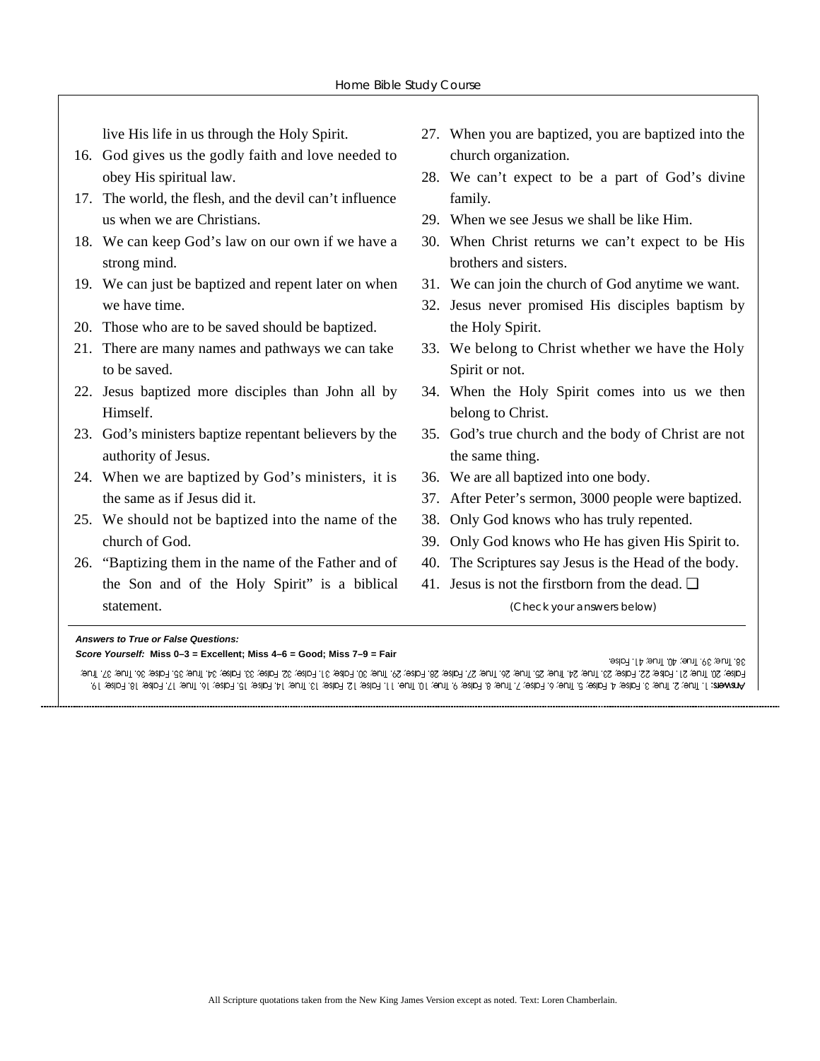live His life in us through the Holy Spirit.

16. God gives us the godly faith and love needed to obey His spiritual law.
17. The world, the flesh, and the devil can't influence us when we are Christians.
18. We can keep God's law on our own if we have a strong mind.
19. We can just be baptized and repent later on when we have time.
20. Those who are to be saved should be baptized.
21. There are many names and pathways we can take to be saved.
22. Jesus baptized more disciples than John all by Himself.
23. God's ministers baptize repentant believers by the authority of Jesus.
24. When we are baptized by God's ministers, it is the same as if Jesus did it.
25. We should not be baptized into the name of the church of God.
26. "Baptizing them in the name of the Father and of the Son and of the Holy Spirit" is a biblical statement.
27. When you are baptized, you are baptized into the church organization.
28. We can't expect to be a part of God's divine family.
29. When we see Jesus we shall be like Him.
30. When Christ returns we can't expect to be His brothers and sisters.
31. We can join the church of God anytime we want.
32. Jesus never promised His disciples baptism by the Holy Spirit.
33. We belong to Christ whether we have the Holy Spirit or not.
34. When the Holy Spirit comes into us we then belong to Christ.
35. God's true church and the body of Christ are not the same thing.
36. We are all baptized into one body.
37. After Peter's sermon, 3000 people were baptized.
38. Only God knows who has truly repented.
39. Only God knows who He has given His Spirit to.
40. The Scriptures say Jesus is the Head of the body.
41. Jesus is not the firstborn from the dead. ❑

*(Check your answers below)*

***Answers to True or False Questions:***

***Score Yourself:*** **Miss 0–3 = Excellent; Miss 4–6 = Good; Miss 7–9 = Fair**

**Answers:** 1. True; 2. True; 3. False; 4. False; 5. True; 6. False; 7. True; 8. False; 9. True; 10. True. 11. False; 12. False; 13. True; 14. False; 15. False; 16. True; 17. False; 18. False; 19. False; 20. True; 21. False; 22. False; 23. True; 24. True; 25. True; 26. True; 27. False; 28. False; 29. True; 30. False; 31. False; 32. False; 33. False; 34. True; 35. False; 36. True; 37. True; 38. True; 39. True; 40. True; 41. False.

All Scripture quotations taken from the New King James Version except as noted. Text: Loren Chamberlain.